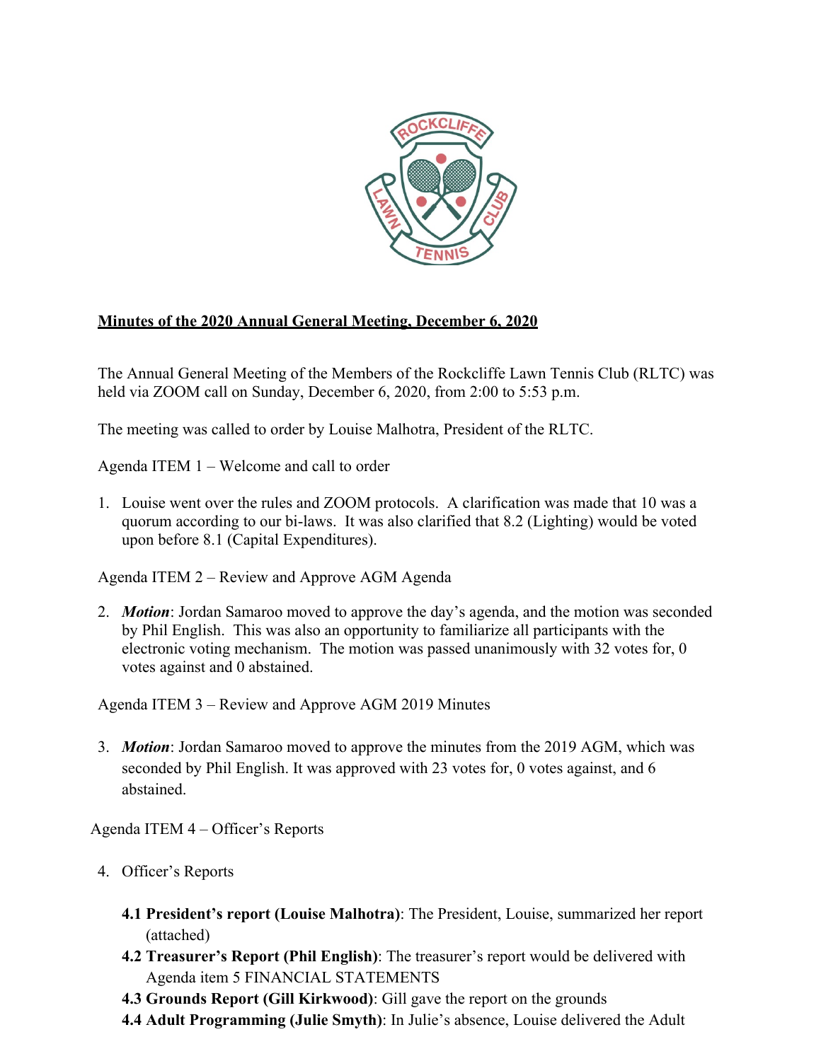# Minutes of the 2020 Annual General Meeting, December 6, 2020

The Annual General Meeting of the Members of the Rockcliffe Lawn Tennis Club (RLTC) was held via ZOOM call on Sunday, December 6, 2020, from 2:00 to 5:53 p.m.

The meeting was called to order by Louise Malhotra, President of the RLTC.

Agenda ITEM 1 – Welcome and call to order

1. Louise went over the rules and ZOOM protocols. A clarification was made that 10 was a quorum according to our bi-laws. It was also clarified that 8.2 (Lighting) would be voted upon before 8.1 (Capital Expenditures).

Agenda ITEM 2 – Review and Approve AGM Agenda

2. ***Motion***: Jordan Samaroo moved to approve the day's agenda, and the motion was seconded by Phil English. This was also an opportunity to familiarize all participants with the electronic voting mechanism. The motion was passed unanimously with 32 votes for, 0 votes against and 0 abstained.

Agenda ITEM 3 – Review and Approve AGM 2019 Minutes

3. ***Motion***: Jordan Samaroo moved to approve the minutes from the 2019 AGM, which was seconded by Phil English. It was approved with 23 votes for, 0 votes against, and 6 abstained.

Agenda ITEM 4 – Officer's Reports

4. Officer's Reports

   **4.1 President's report (Louise Malhotra)**: The President, Louise, summarized her report (attached)

   **4.2 Treasurer's Report (Phil English)**: The treasurer's report would be delivered with Agenda item 5 FINANCIAL STATEMENTS

   **4.3 Grounds Report (Gill Kirkwood)**: Gill gave the report on the grounds

   **4.4 Adult Programming (Julie Smyth)**: In Julie's absence, Louise delivered the Adult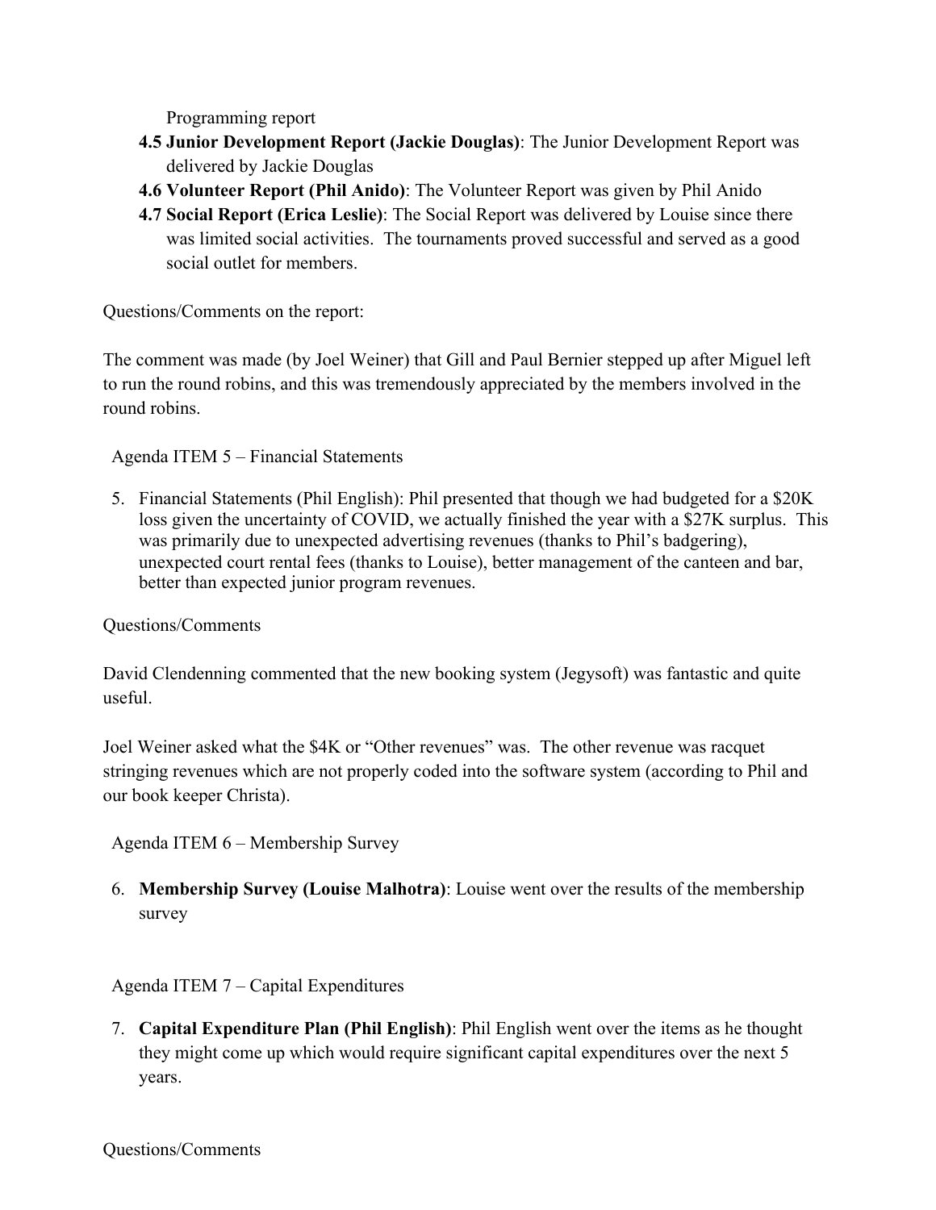Programming report

- **4.5 Junior Development Report (Jackie Douglas)**: The Junior Development Report was delivered by Jackie Douglas
- **4.6 Volunteer Report (Phil Anido)**: The Volunteer Report was given by Phil Anido
- **4.7 Social Report (Erica Leslie)**: The Social Report was delivered by Louise since there was limited social activities. The tournaments proved successful and served as a good social outlet for members.

Questions/Comments on the report:

The comment was made (by Joel Weiner) that Gill and Paul Bernier stepped up after Miguel left to run the round robins, and this was tremendously appreciated by the members involved in the round robins.

Agenda ITEM 5 – Financial Statements

5. Financial Statements (Phil English): Phil presented that though we had budgeted for a $20K loss given the uncertainty of COVID, we actually finished the year with a $27K surplus. This was primarily due to unexpected advertising revenues (thanks to Phil's badgering), unexpected court rental fees (thanks to Louise), better management of the canteen and bar, better than expected junior program revenues.

Questions/Comments

David Clendenning commented that the new booking system (Jegysoft) was fantastic and quite useful.

Joel Weiner asked what the $4K or "Other revenues" was. The other revenue was racquet stringing revenues which are not properly coded into the software system (according to Phil and our book keeper Christa).

Agenda ITEM 6 – Membership Survey

6. **Membership Survey (Louise Malhotra)**: Louise went over the results of the membership survey

Agenda ITEM 7 – Capital Expenditures

7. **Capital Expenditure Plan (Phil English)**: Phil English went over the items as he thought they might come up which would require significant capital expenditures over the next 5 years.

Questions/Comments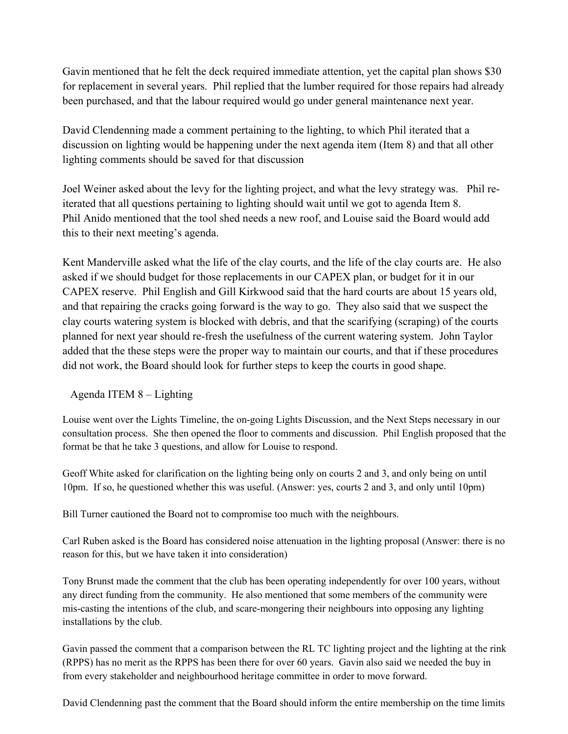Gavin mentioned that he felt the deck required immediate attention, yet the capital plan shows $30 for replacement in several years. Phil replied that the lumber required for those repairs had already been purchased, and that the labour required would go under general maintenance next year.

David Clendenning made a comment pertaining to the lighting, to which Phil iterated that a discussion on lighting would be happening under the next agenda item (Item 8) and that all other lighting comments should be saved for that discussion

Joel Weiner asked about the levy for the lighting project, and what the levy strategy was. Phil re-iterated that all questions pertaining to lighting should wait until we got to agenda Item 8.
Phil Anido mentioned that the tool shed needs a new roof, and Louise said the Board would add this to their next meeting's agenda.

Kent Manderville asked what the life of the clay courts, and the life of the clay courts are. He also asked if we should budget for those replacements in our CAPEX plan, or budget for it in our CAPEX reserve. Phil English and Gill Kirkwood said that the hard courts are about 15 years old, and that repairing the cracks going forward is the way to go. They also said that we suspect the clay courts watering system is blocked with debris, and that the scarifying (scraping) of the courts planned for next year should re-fresh the usefulness of the current watering system. John Taylor added that the these steps were the proper way to maintain our courts, and that if these procedures did not work, the Board should look for further steps to keep the courts in good shape.

Agenda ITEM 8 – Lighting

Louise went over the Lights Timeline, the on-going Lights Discussion, and the Next Steps necessary in our consultation process. She then opened the floor to comments and discussion. Phil English proposed that the format be that he take 3 questions, and allow for Louise to respond.

Geoff White asked for clarification on the lighting being only on courts 2 and 3, and only being on until 10pm. If so, he questioned whether this was useful. (Answer: yes, courts 2 and 3, and only until 10pm)

Bill Turner cautioned the Board not to compromise too much with the neighbours.

Carl Ruben asked is the Board has considered noise attenuation in the lighting proposal (Answer: there is no reason for this, but we have taken it into consideration)

Tony Brunst made the comment that the club has been operating independently for over 100 years, without any direct funding from the community. He also mentioned that some members of the community were mis-casting the intentions of the club, and scare-mongering their neighbours into opposing any lighting installations by the club.

Gavin passed the comment that a comparison between the RL TC lighting project and the lighting at the rink (RPPS) has no merit as the RPPS has been there for over 60 years. Gavin also said we needed the buy in from every stakeholder and neighbourhood heritage committee in order to move forward.

David Clendenning past the comment that the Board should inform the entire membership on the time limits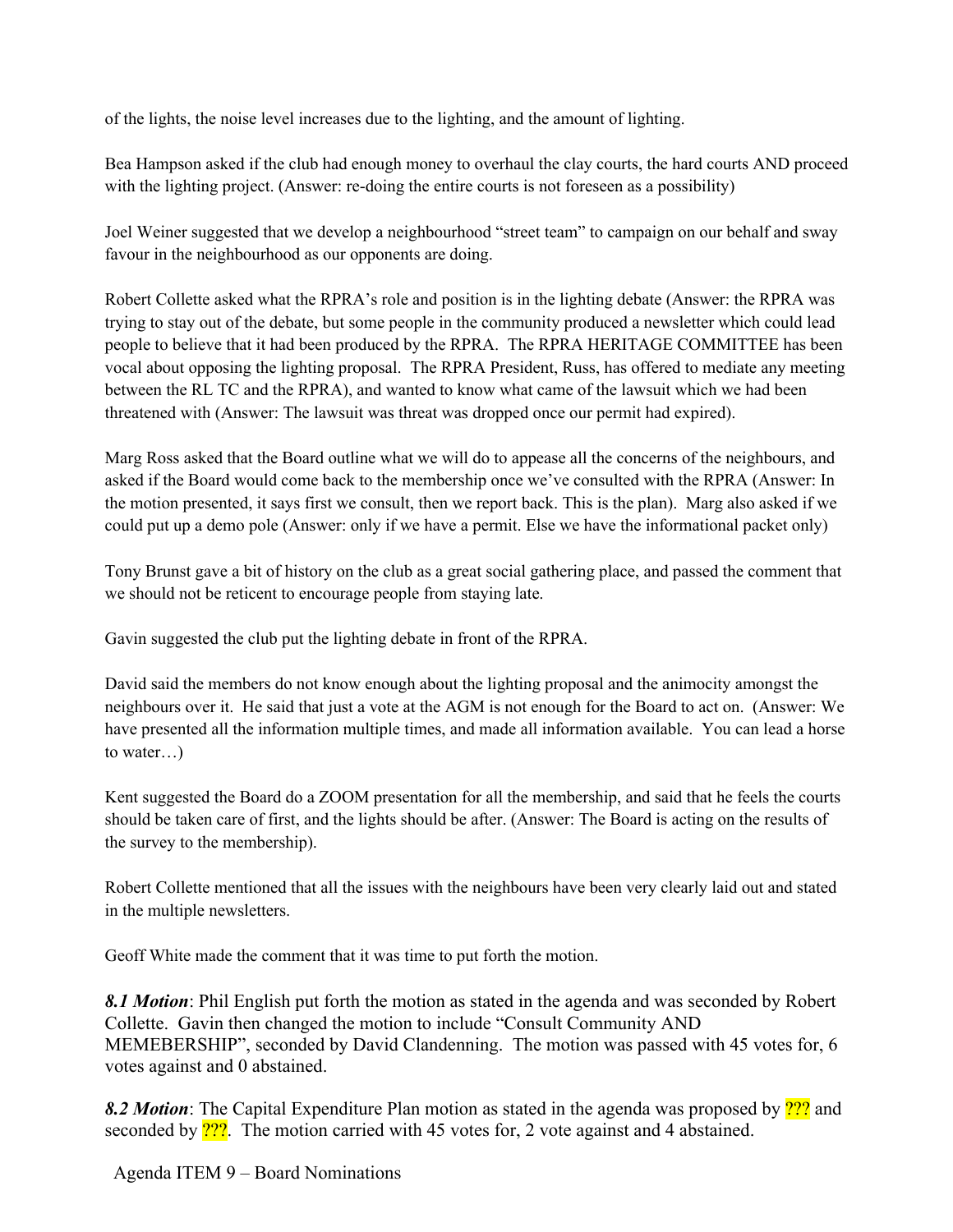of the lights, the noise level increases due to the lighting, and the amount of lighting.

Bea Hampson asked if the club had enough money to overhaul the clay courts, the hard courts AND proceed with the lighting project. (Answer: re-doing the entire courts is not foreseen as a possibility)

Joel Weiner suggested that we develop a neighbourhood "street team" to campaign on our behalf and sway favour in the neighbourhood as our opponents are doing.

Robert Collette asked what the RPRA's role and position is in the lighting debate (Answer: the RPRA was trying to stay out of the debate, but some people in the community produced a newsletter which could lead people to believe that it had been produced by the RPRA. The RPRA HERITAGE COMMITTEE has been vocal about opposing the lighting proposal. The RPRA President, Russ, has offered to mediate any meeting between the RL TC and the RPRA), and wanted to know what came of the lawsuit which we had been threatened with (Answer: The lawsuit was threat was dropped once our permit had expired).

Marg Ross asked that the Board outline what we will do to appease all the concerns of the neighbours, and asked if the Board would come back to the membership once we've consulted with the RPRA (Answer: In the motion presented, it says first we consult, then we report back. This is the plan). Marg also asked if we could put up a demo pole (Answer: only if we have a permit. Else we have the informational packet only)

Tony Brunst gave a bit of history on the club as a great social gathering place, and passed the comment that we should not be reticent to encourage people from staying late.

Gavin suggested the club put the lighting debate in front of the RPRA.

David said the members do not know enough about the lighting proposal and the animocity amongst the neighbours over it. He said that just a vote at the AGM is not enough for the Board to act on. (Answer: We have presented all the information multiple times, and made all information available. You can lead a horse to water…)

Kent suggested the Board do a ZOOM presentation for all the membership, and said that he feels the courts should be taken care of first, and the lights should be after. (Answer: The Board is acting on the results of the survey to the membership).

Robert Collette mentioned that all the issues with the neighbours have been very clearly laid out and stated in the multiple newsletters.

Geoff White made the comment that it was time to put forth the motion.

***8.1 Motion***: Phil English put forth the motion as stated in the agenda and was seconded by Robert Collette. Gavin then changed the motion to include "Consult Community AND MEMEBERSHIP", seconded by David Clandenning. The motion was passed with 45 votes for, 6 votes against and 0 abstained.

***8.2 Motion***: The Capital Expenditure Plan motion as stated in the agenda was proposed by ??? and seconded by ???. The motion carried with 45 votes for, 2 vote against and 4 abstained.

Agenda ITEM 9 – Board Nominations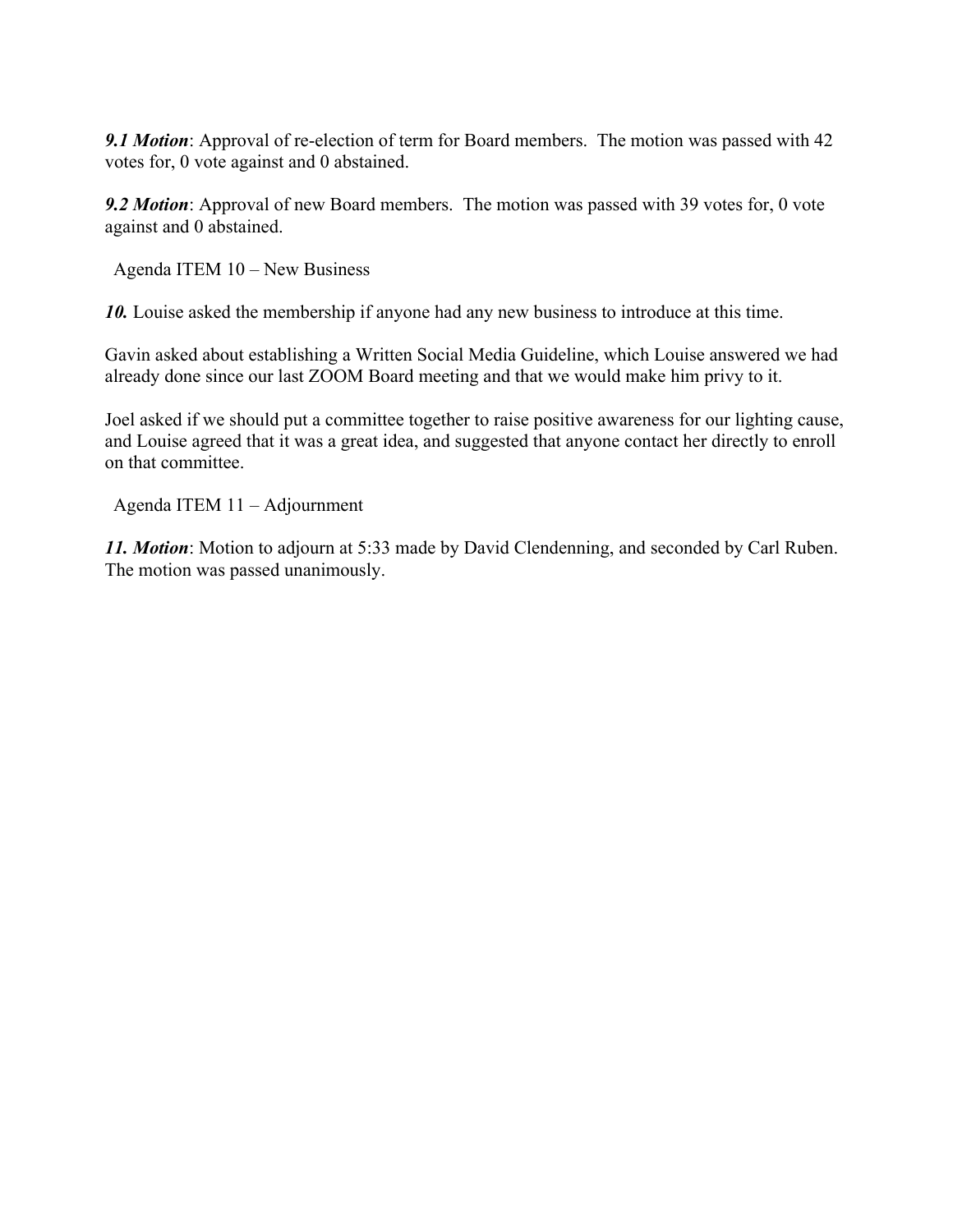***9.1 Motion***: Approval of re-election of term for Board members. The motion was passed with 42 votes for, 0 vote against and 0 abstained.

***9.2 Motion***: Approval of new Board members. The motion was passed with 39 votes for, 0 vote against and 0 abstained.

Agenda ITEM 10 – New Business

***10.*** Louise asked the membership if anyone had any new business to introduce at this time.

Gavin asked about establishing a Written Social Media Guideline, which Louise answered we had already done since our last ZOOM Board meeting and that we would make him privy to it.

Joel asked if we should put a committee together to raise positive awareness for our lighting cause, and Louise agreed that it was a great idea, and suggested that anyone contact her directly to enroll on that committee.

Agenda ITEM 11 – Adjournment

***11. Motion***: Motion to adjourn at 5:33 made by David Clendenning, and seconded by Carl Ruben. The motion was passed unanimously.